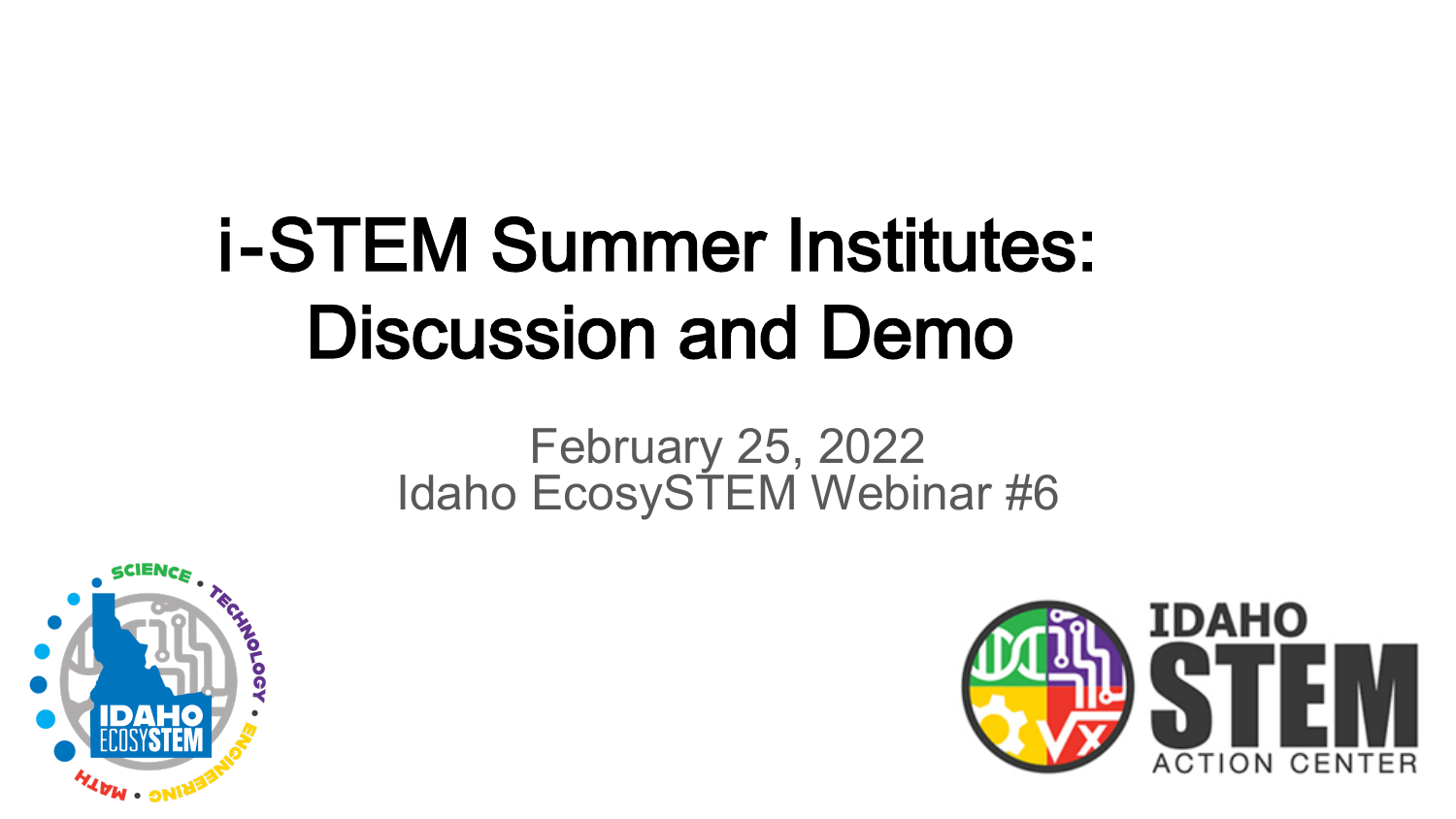# i-STEM Summer Institutes: Discussion and Demo

February 25, 2022

Idaho EcosySTEM Webinar #6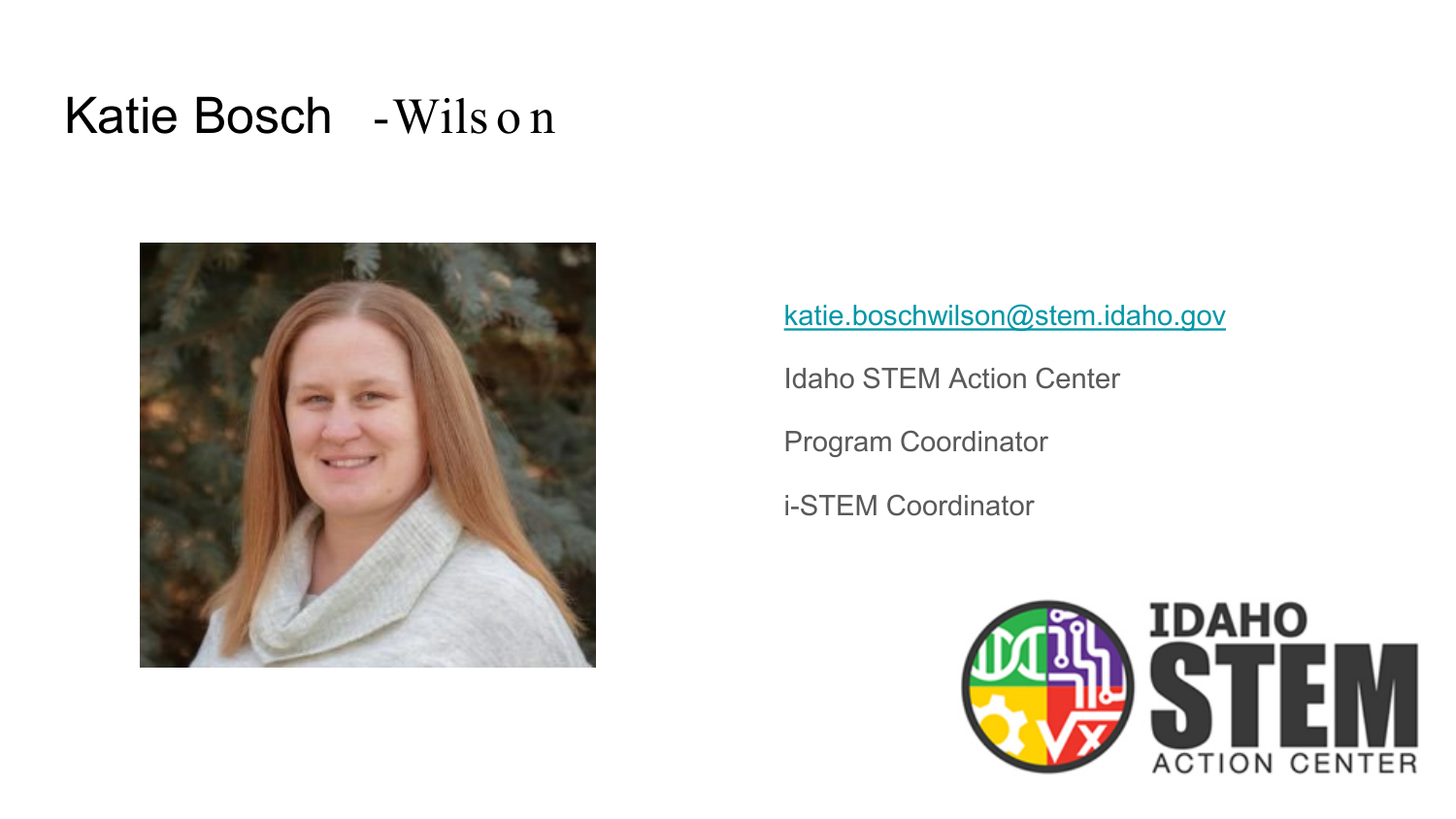# Katie Bosch-Wilson

[katie.boschwilson@stem.idaho.gov](mailto:katie.boschwilson@stem.idaho.gov)

Idaho STEM Action Center

Program Coordinator

i-STEM Coordinator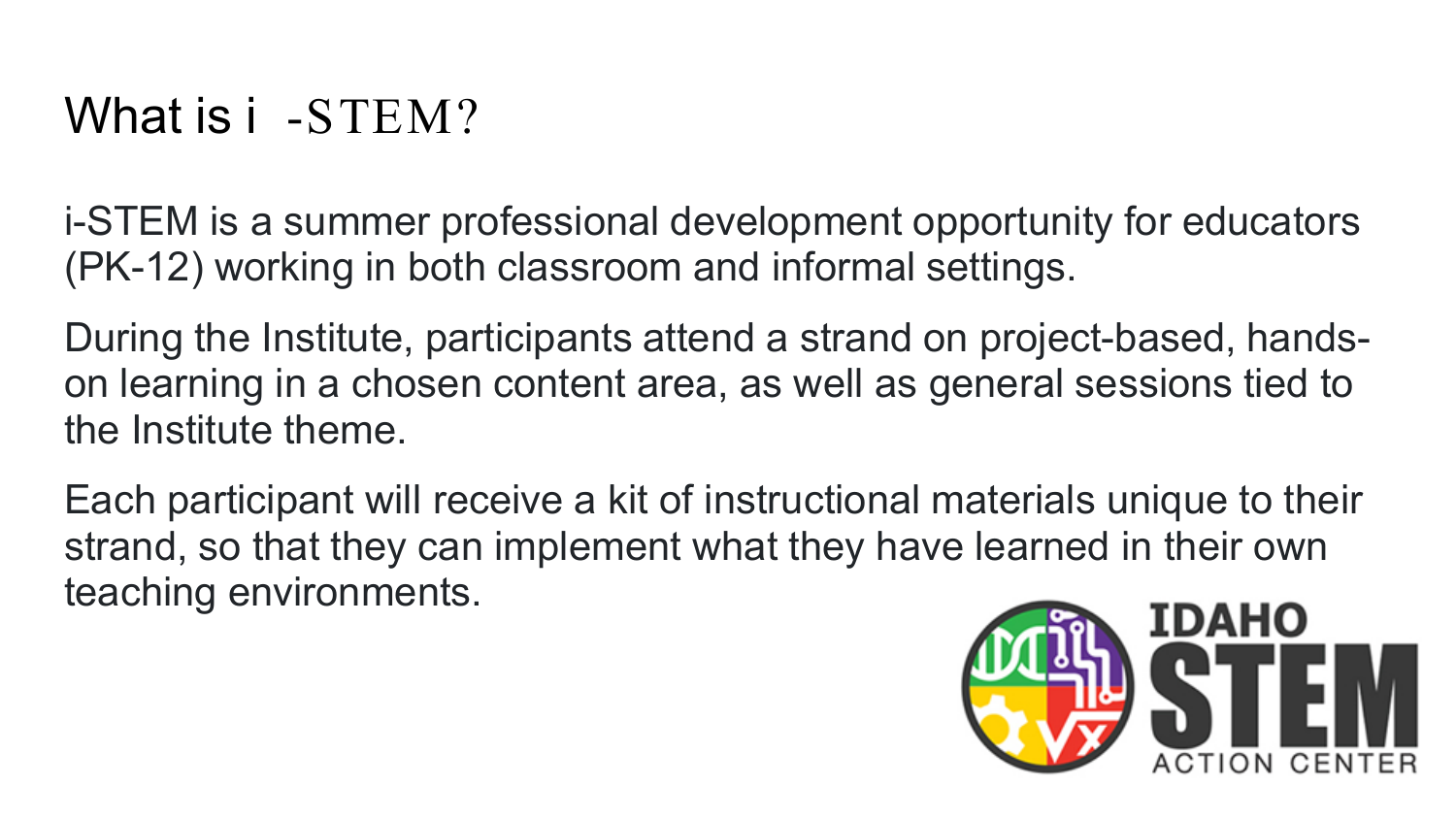# What is i-STEM?

i-STEM is a summer professional development opportunity for educators (PK-12) working in both classroom and informal settings.

During the Institute, participants attend a strand on project-based, hands-on learning in a chosen content area, as well as general sessions tied to the Institute theme.

Each participant will receive a kit of instructional materials unique to their strand, so that they can implement what they have learned in their own teaching environments.

IDAHO STEM ACTION CENTER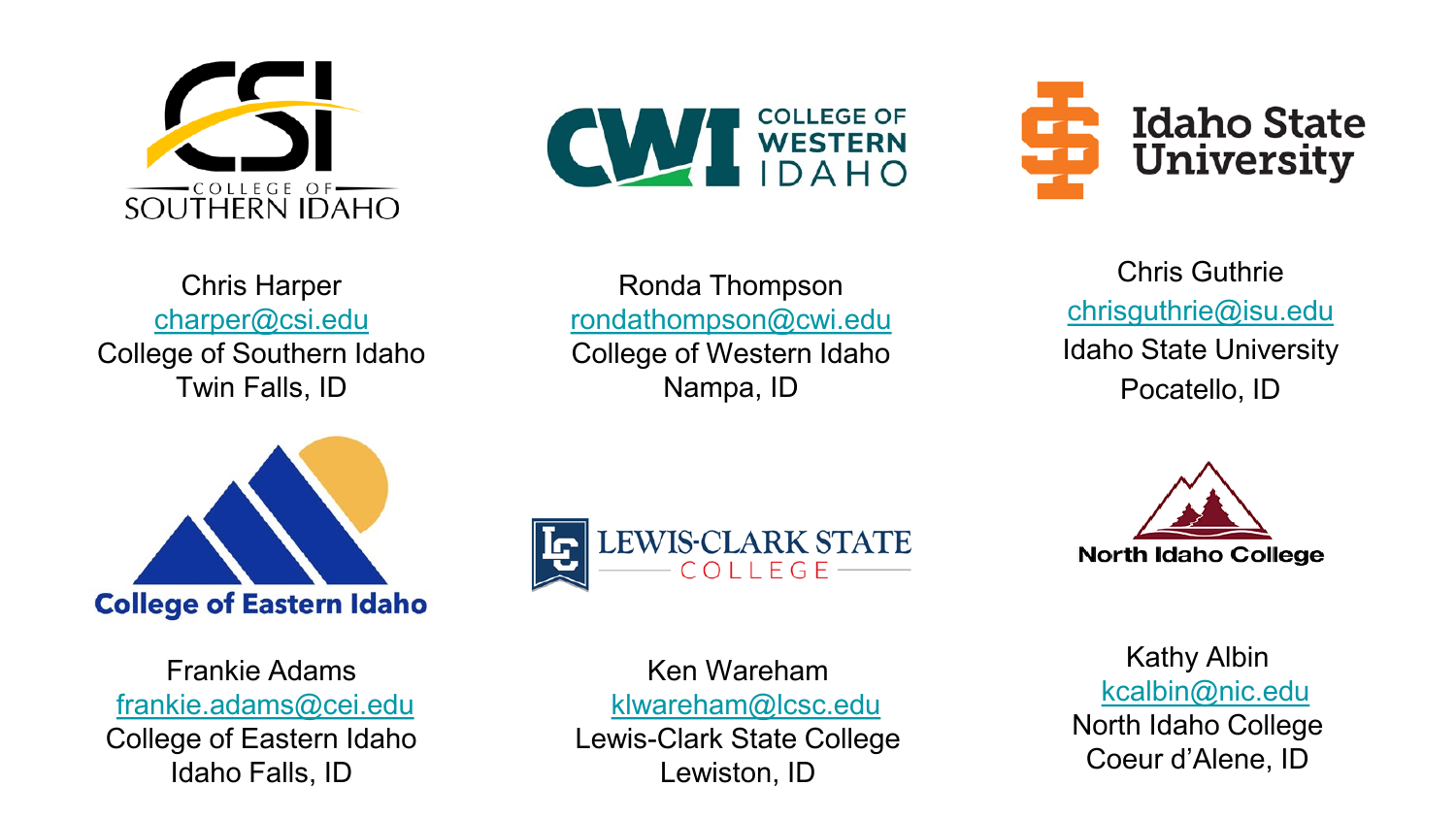Chris Harper
charper@csi.edu
College of Southern Idaho
Twin Falls, ID

Ronda Thompson
rondathompson@cwi.edu
College of Western Idaho
Nampa, ID

Chris Guthrie
chrisguthrie@isu.edu
Idaho State University
Pocatello, ID

Frankie Adams
frankie.adams@cei.edu
College of Eastern Idaho
Idaho Falls, ID

Ken Wareham
klwareham@lcsc.edu
Lewis-Clark State College
Lewiston, ID

Kathy Albin
kcalbin@nic.edu
North Idaho College
Coeur d'Alene, ID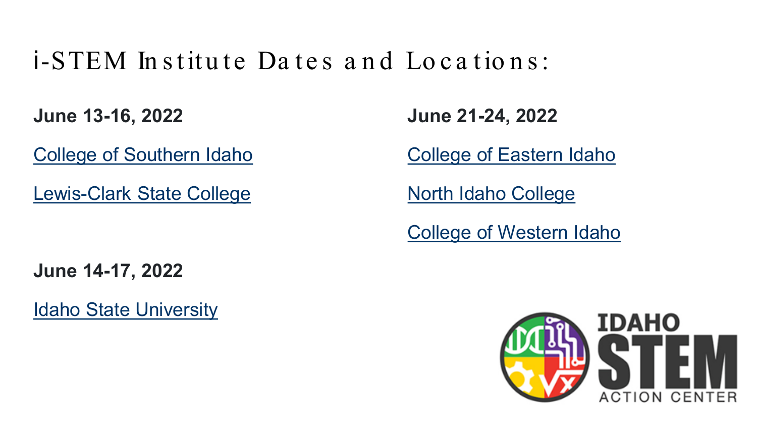# i-STEM Institute Dates and Locations:

**June 13-16, 2022**

College of Southern Idaho

Lewis-Clark State College

**June 14-17, 2022**

Idaho State University

**June 21-24, 2022**

College of Eastern Idaho

North Idaho College

College of Western Idaho

IDAHO STEM ACTION CENTER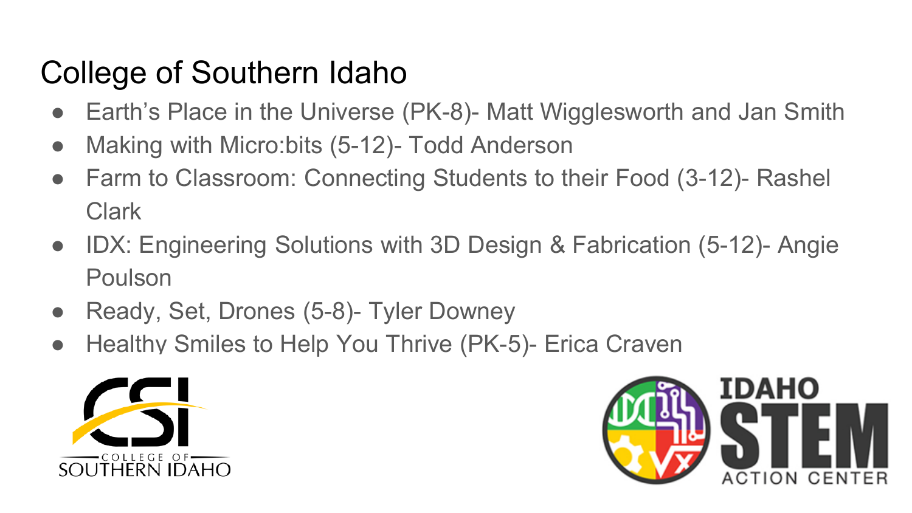# College of Southern Idaho

- Earth's Place in the Universe (PK-8)- Matt Wigglesworth and Jan Smith
- Making with Micro:bits (5-12)- Todd Anderson
- Farm to Classroom: Connecting Students to their Food (3-12)- Rashel Clark
- IDX: Engineering Solutions with 3D Design & Fabrication (5-12)- Angie Poulson
- Ready, Set, Drones (5-8)- Tyler Downey
- Healthy Smiles to Help You Thrive (PK-5)- Erica Craven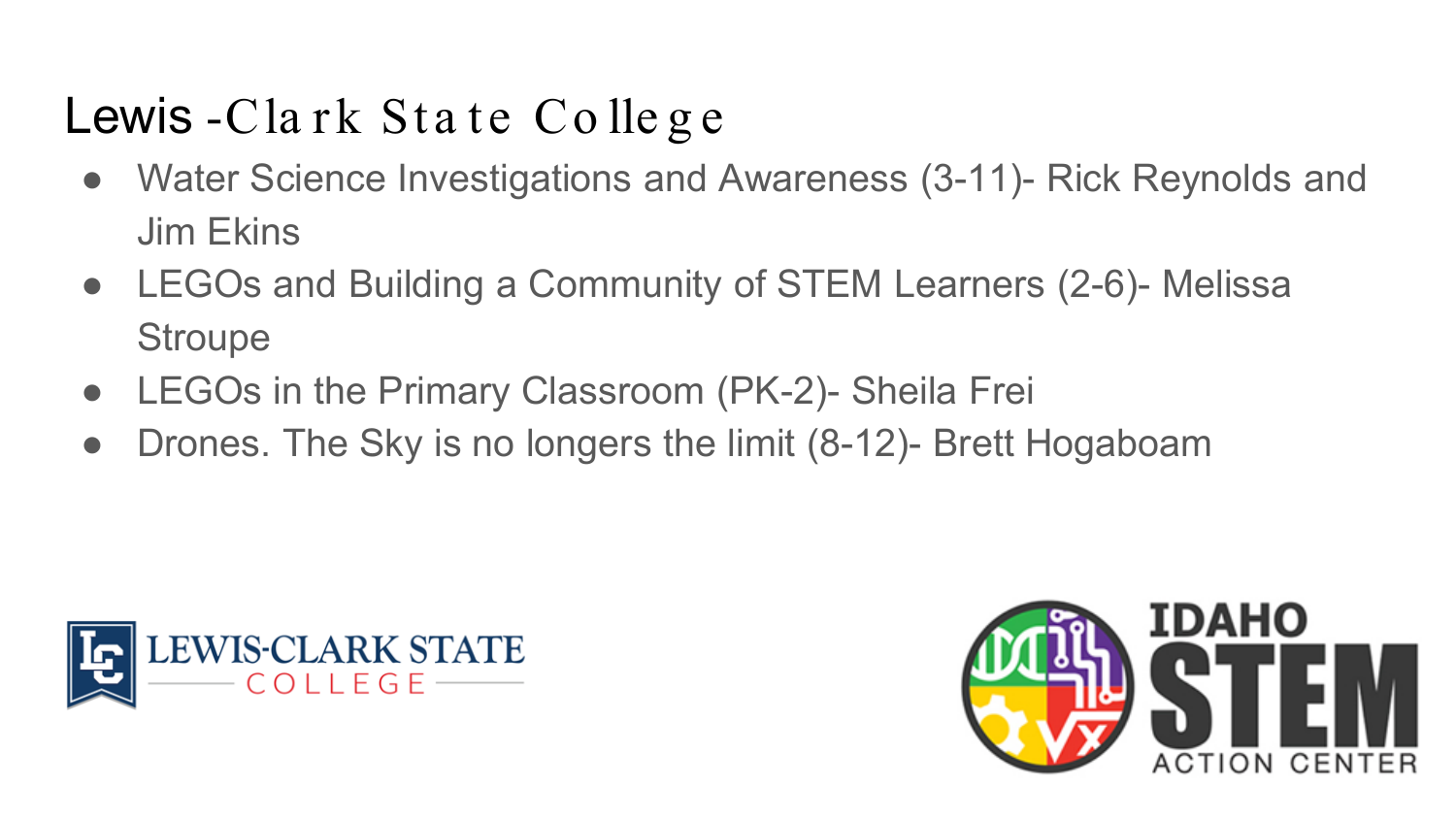# Lewis-Clark State College

- Water Science Investigations and Awareness (3-11)- Rick Reynolds and Jim Ekins
- LEGOs and Building a Community of STEM Learners (2-6)- Melissa Stroupe
- LEGOs in the Primary Classroom (PK-2)- Sheila Frei
- Drones. The Sky is no longers the limit (8-12)- Brett Hogaboam

LEWIS-CLARK STATE COLLEGE

IDAHO STEM ACTION CENTER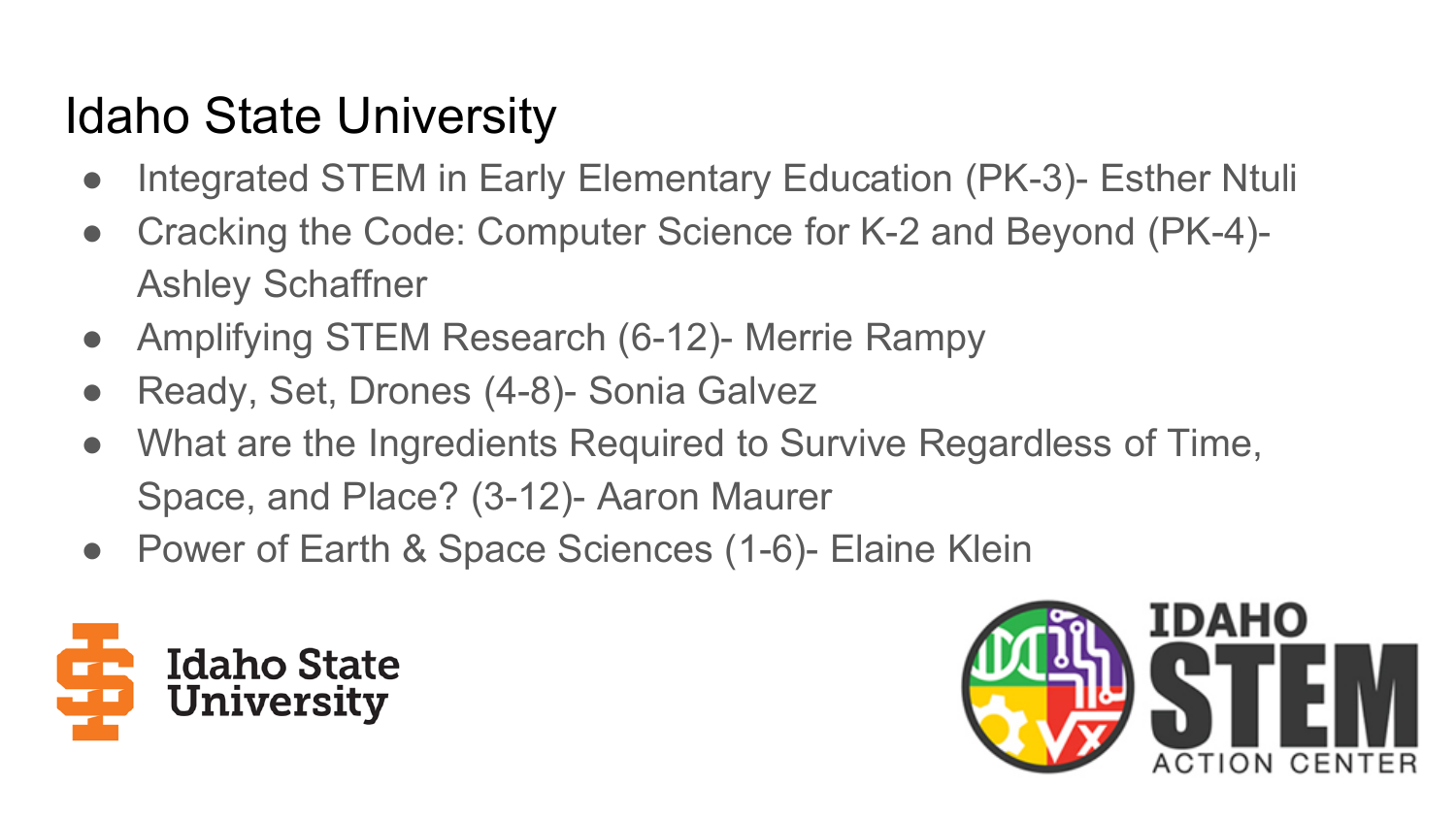# Idaho State University

- Integrated STEM in Early Elementary Education (PK-3)- Esther Ntuli
- Cracking the Code: Computer Science for K-2 and Beyond (PK-4)- Ashley Schaffner
- Amplifying STEM Research (6-12)- Merrie Rampy
- Ready, Set, Drones (4-8)- Sonia Galvez
- What are the Ingredients Required to Survive Regardless of Time, Space, and Place? (3-12)- Aaron Maurer
- Power of Earth & Space Sciences (1-6)- Elaine Klein

Idaho State University

IDAHO STEM ACTION CENTER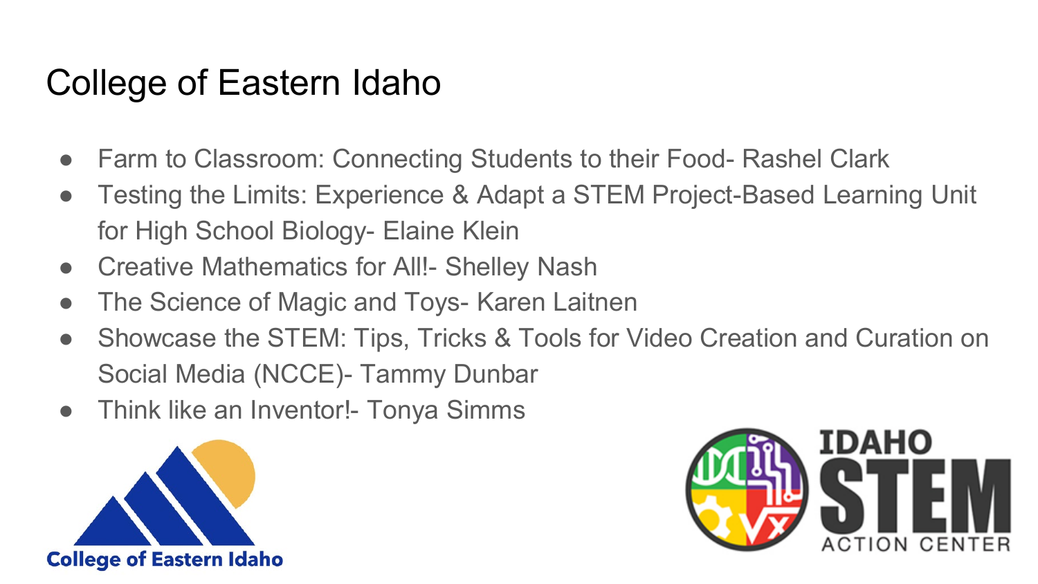# College of Eastern Idaho

- Farm to Classroom: Connecting Students to their Food- Rashel Clark
- Testing the Limits: Experience & Adapt a STEM Project-Based Learning Unit for High School Biology- Elaine Klein
- Creative Mathematics for All!- Shelley Nash
- The Science of Magic and Toys- Karen Laitnen
- Showcase the STEM: Tips, Tricks & Tools for Video Creation and Curation on Social Media (NCCE)- Tammy Dunbar
- Think like an Inventor!- Tonya Simms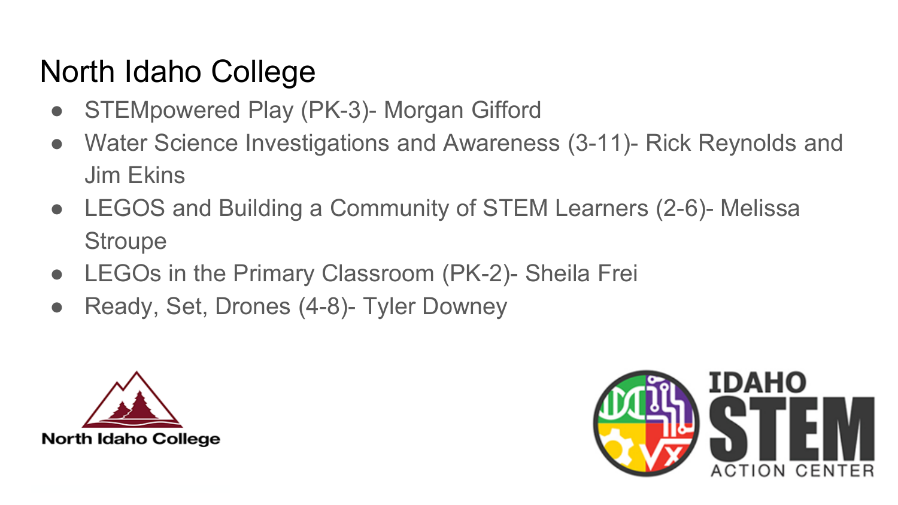# North Idaho College

- STEMpowered Play (PK-3)- Morgan Gifford
- Water Science Investigations and Awareness (3-11)- Rick Reynolds and Jim Ekins
- LEGOS and Building a Community of STEM Learners (2-6)- Melissa Stroupe
- LEGOs in the Primary Classroom (PK-2)- Sheila Frei
- Ready, Set, Drones (4-8)- Tyler Downey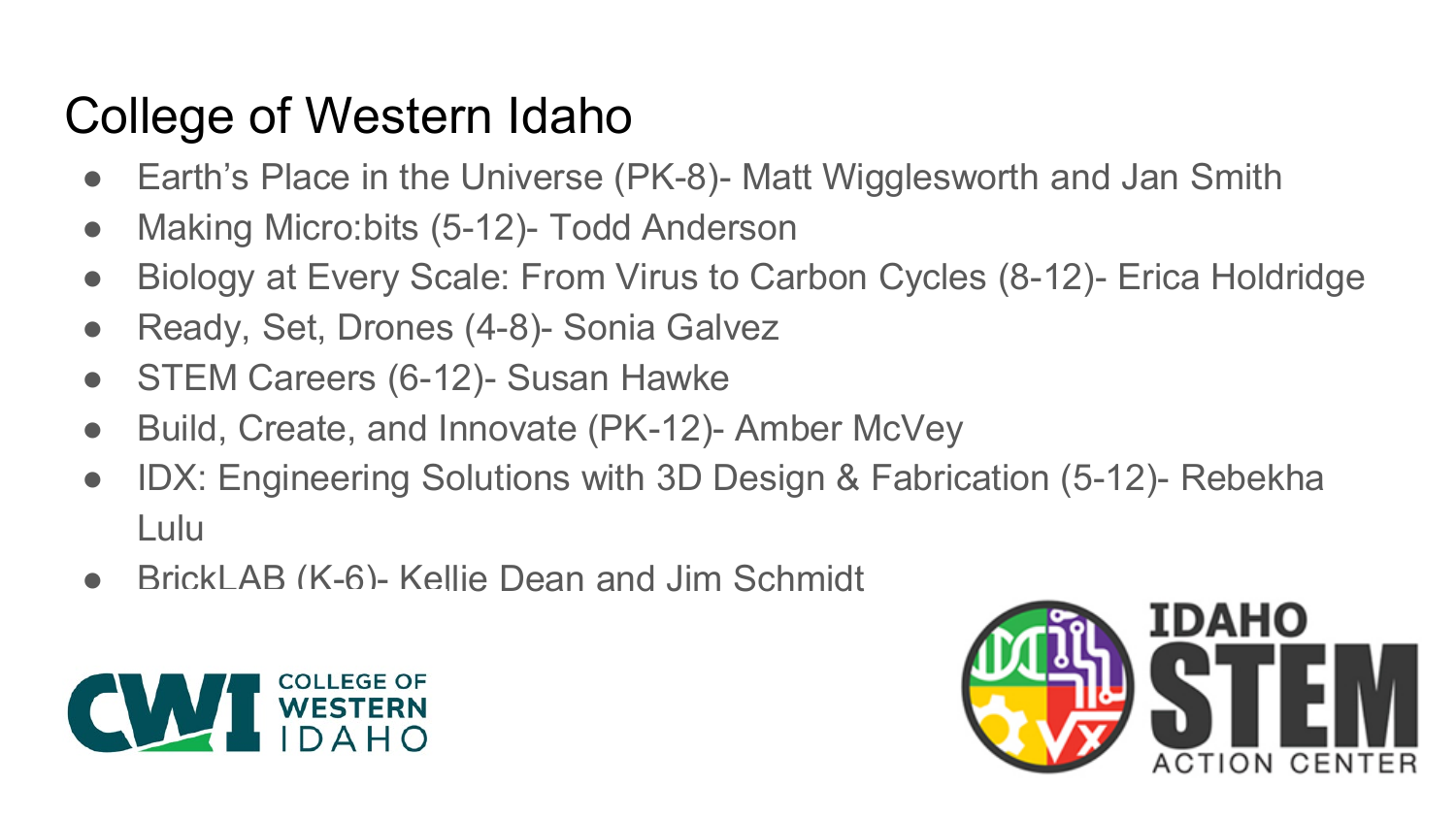# College of Western Idaho

- Earth's Place in the Universe (PK-8)- Matt Wigglesworth and Jan Smith
- Making Micro:bits (5-12)- Todd Anderson
- Biology at Every Scale: From Virus to Carbon Cycles (8-12)- Erica Holdridge
- Ready, Set, Drones (4-8)- Sonia Galvez
- STEM Careers (6-12)- Susan Hawke
- Build, Create, and Innovate (PK-12)- Amber McVey
- IDX: Engineering Solutions with 3D Design & Fabrication (5-12)- Rebekha Lulu
- BrickLAB (K-6)- Kellie Dean and Jim Schmidt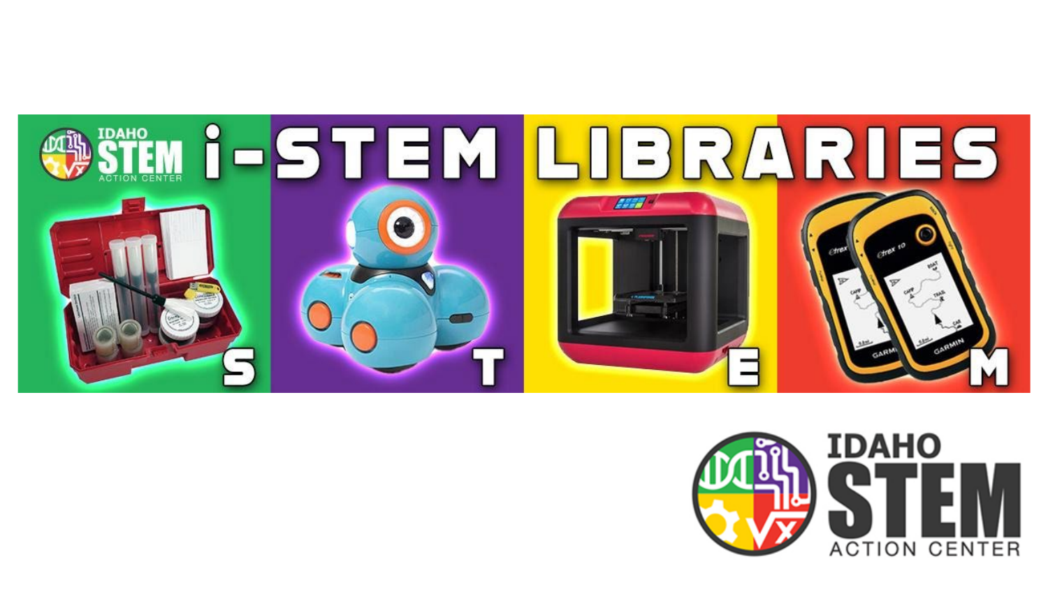# i-STEM LIBRARIES

IDAHO STEM ACTION CENTER

S T E M

IDAHO STEM ACTION CENTER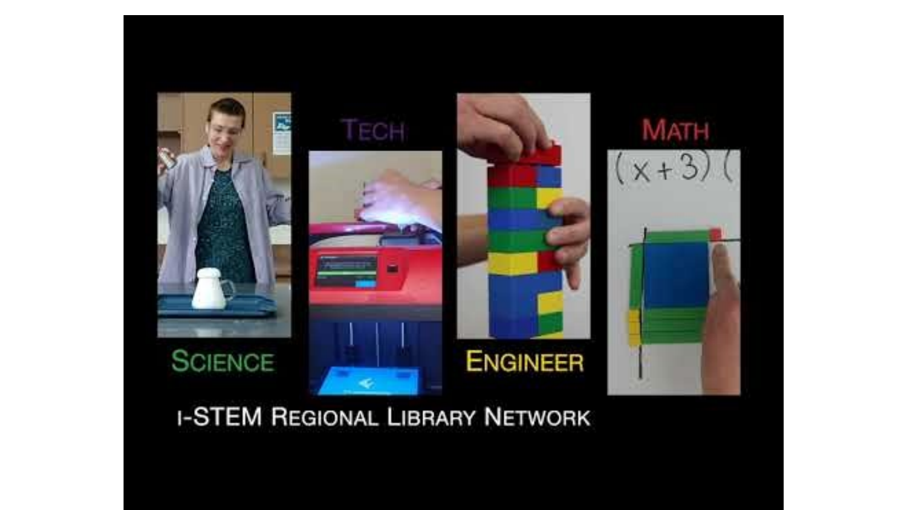Science

Tech

Engineer

Math

$(x+3)($

i-STEM Regional Library Network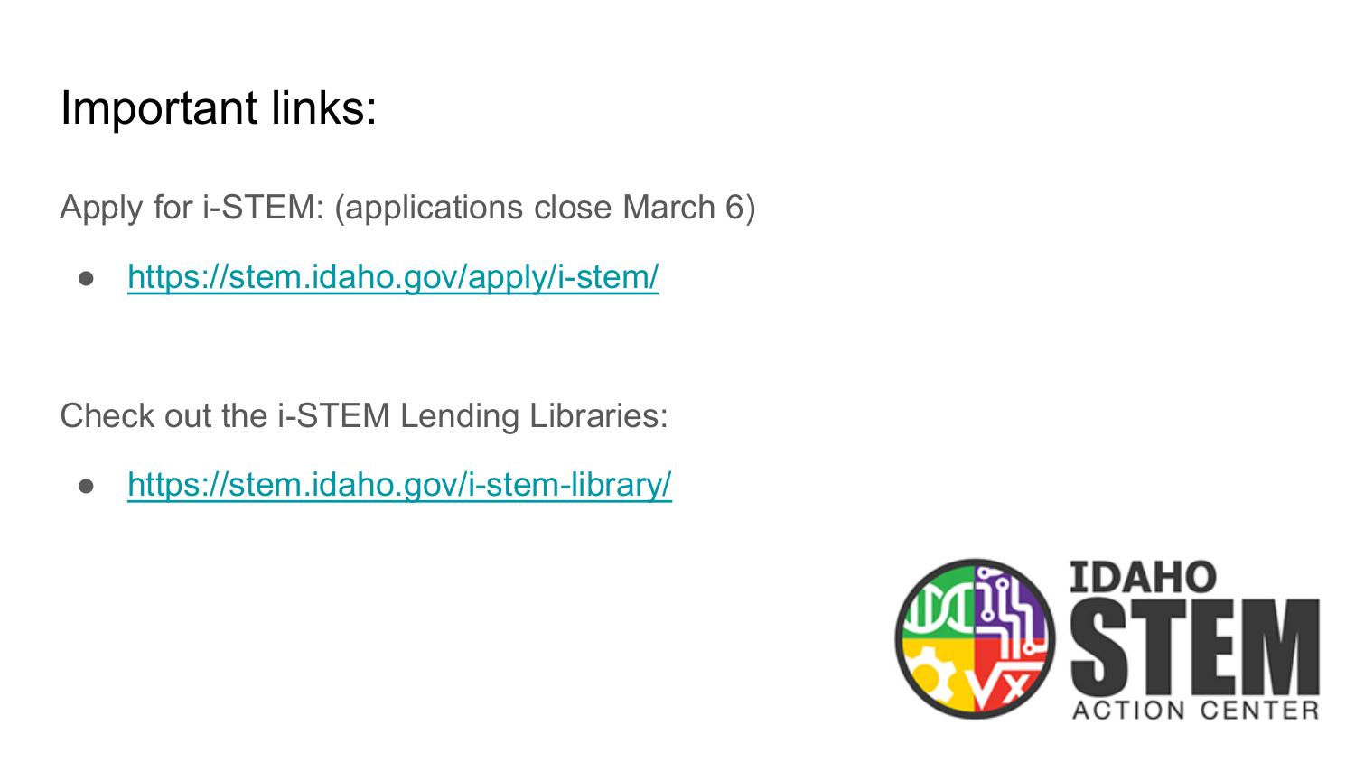# Important links:

Apply for i-STEM: (applications close March 6)

- https://stem.idaho.gov/apply/i-stem/

Check out the i-STEM Lending Libraries:

- https://stem.idaho.gov/i-stem-library/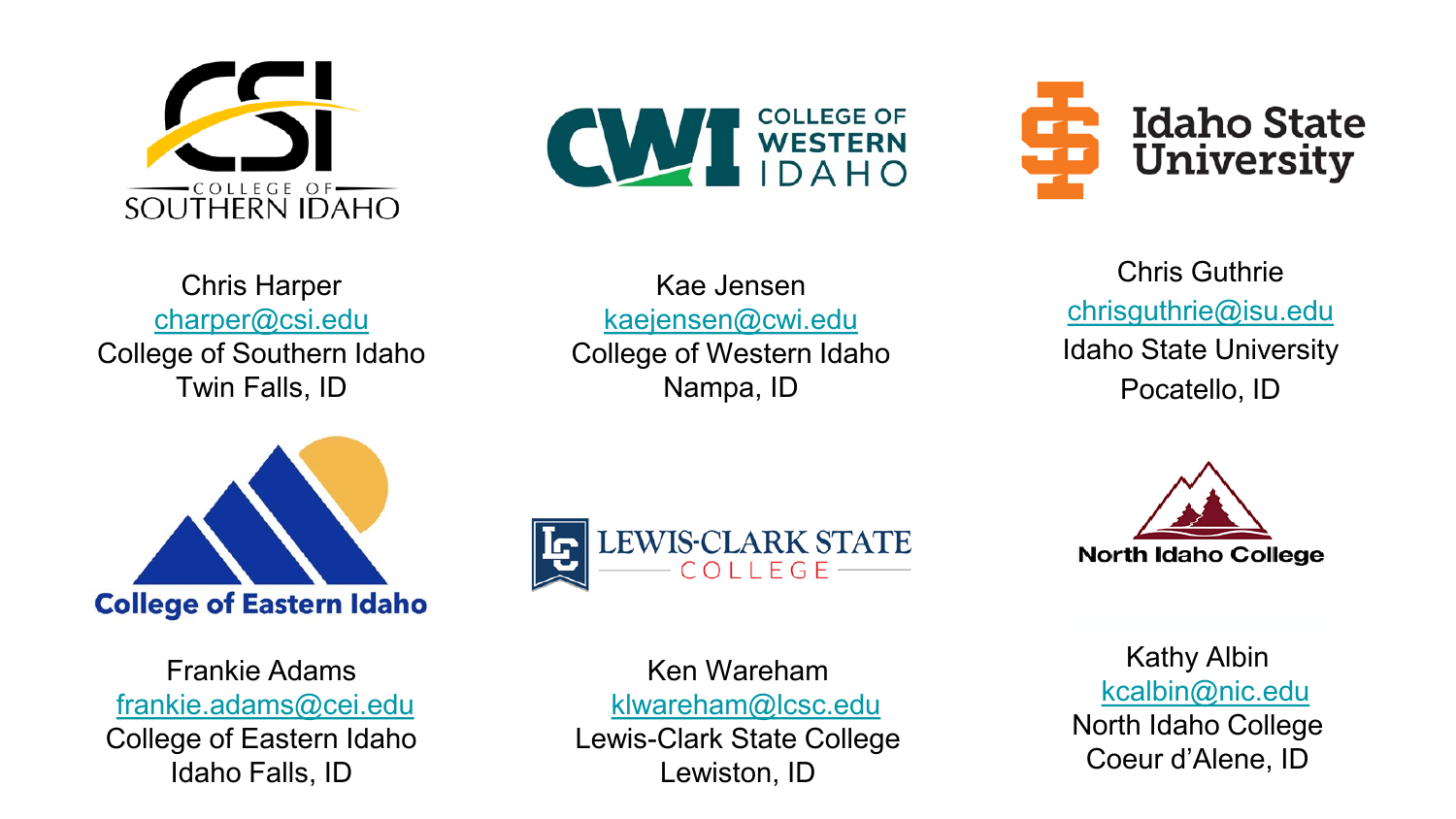Chris Harper
charper@csi.edu
College of Southern Idaho
Twin Falls, ID

Kae Jensen
kaejensen@cwi.edu
College of Western Idaho
Nampa, ID

Chris Guthrie
chrisguthrie@isu.edu
Idaho State University
Pocatello, ID

Frankie Adams
frankie.adams@cei.edu
College of Eastern Idaho
Idaho Falls, ID

Ken Wareham
klwareham@lcsc.edu
Lewis-Clark State College
Lewiston, ID

Kathy Albin
kcalbin@nic.edu
North Idaho College
Coeur d'Alene, ID